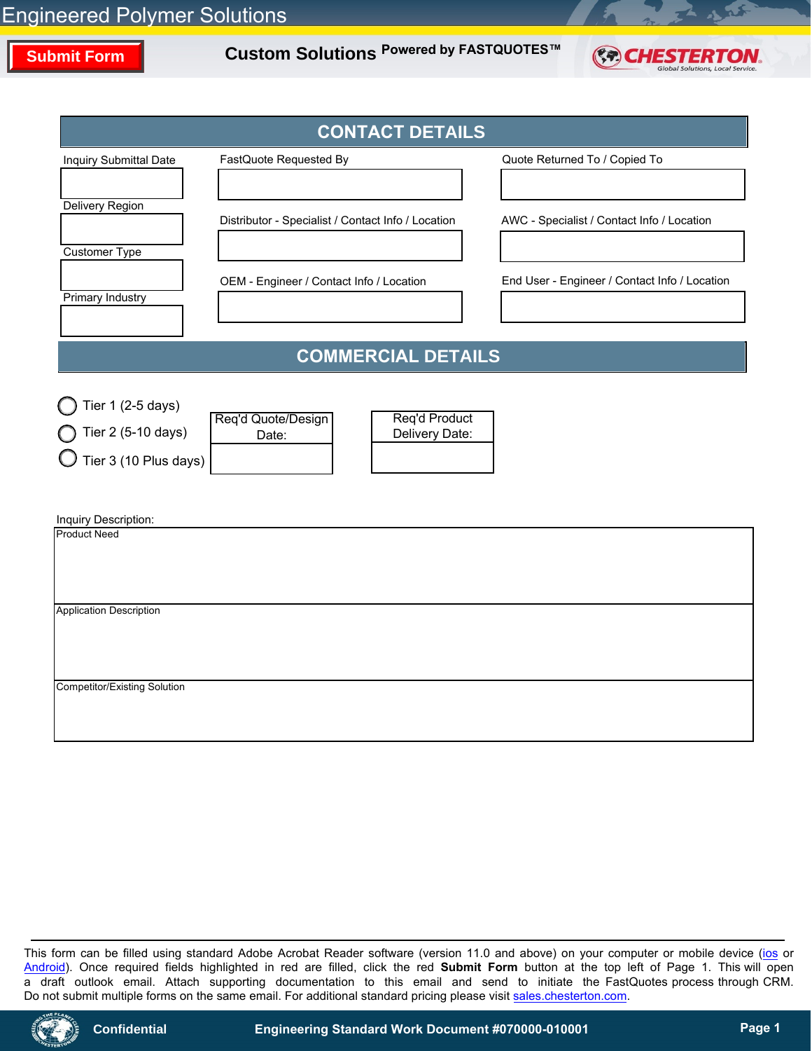# Engineered Polymer Solutions

**Submit Form**

**Custom Solutions** Powered by FASTQUOTES™

CHESTERTON — Global Solutions, Local Service.

## CONTACT DETAILS

Inquiry Submittal Date

FastQuote Requested By

Quote Returned To / Copied To

Delivery Region

Distributor - Specialist / Contact Info / Location

AWC - Specialist / Contact Info / Location

Customer Type

Primary Industry

OEM - Engineer / Contact Info / Location

End User - Engineer / Contact Info / Location

## COMMERCIAL DETAILS

- Tier 1 (2-5 days)
- Tier 2 (5-10 days)
- Tier 3 (10 Plus days)

Req'd Quote/Design Date:

Req'd Product Delivery Date:

Inquiry Description:

Product Need

Application Description

Competitor/Existing Solution

This form can be filled using standard Adobe Acrobat Reader software (version 11.0 and above) on your computer or mobile device (ios or Android). Once required fields highlighted in red are filled, click the red **Submit Form** button at the top left of Page 1. This will open a draft outlook email. Attach supporting documentation to this email and send to initiate the FastQuotes process through CRM. Do not submit multiple forms on the same email. For additional standard pricing please visit sales.chesterton.com.

**Confidential** **Engineering Standard Work Document #070000-010001**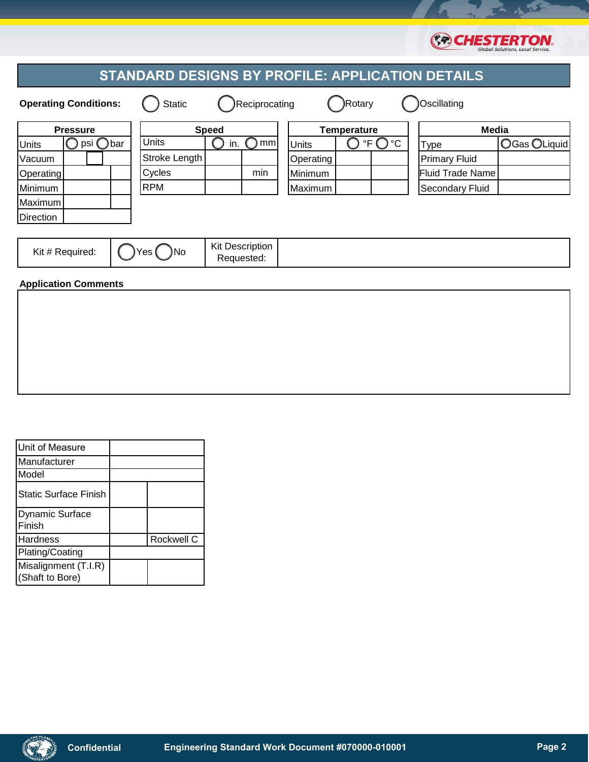# STANDARD DESIGNS BY PROFILE: APPLICATION DETAILS

**Operating Conditions:** ◯ Static ◯ Reciprocating ◯ Rotary ◯ Oscillating

| Pressure | | |
|---|---|---|
| Units | ◯ psi ◯ bar | |
| Vacuum | | |
| Operating | | |
| Minimum | | |
| Maximum | | |
| Direction | | |

| Speed | | |
|---|---|---|
| Units | ◯ in. ◯ mm | |
| Stroke Length | | |
| Cycles | | min |
| RPM | | |

| Temperature | | |
|---|---|---|
| Units | ◯ °F ◯ °C | |
| Operating | | |
| Minimum | | |
| Maximum | | |

| Media | |
|---|---|
| Type | ◯Gas ◯Liquid |
| Primary Fluid | |
| Fluid Trade Name | |
| Secondary Fluid | |

| Kit # Required: | ◯Yes ◯No | Kit Description Requested: | |
|---|---|---|---|

**Application Comments**

| Unit of Measure | | |
|---|---|---|
| Manufacturer | | |
| Model | | |
| Static Surface Finish | | |
| Dynamic Surface Finish | | |
| Hardness | | Rockwell C |
| Plating/Coating | | |
| Misalignment (T.I.R) (Shaft to Bore) | | |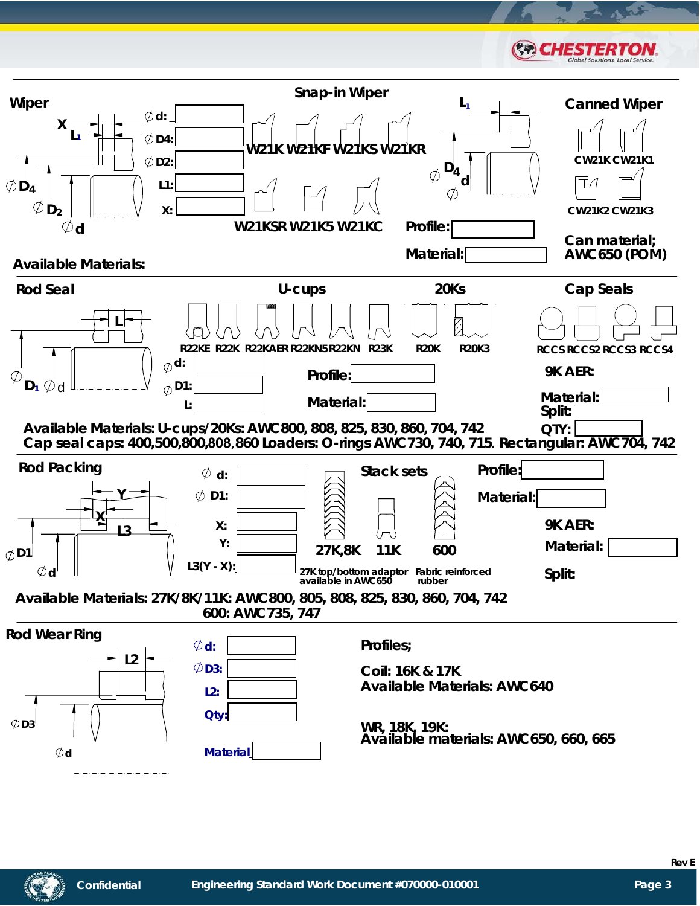## Wiper

X L1

∅ D4

∅ D2

∅ d

∅ d:

∅ D4:

∅ D2:

L1:

X:

Available Materials:

## Snap-in Wiper

W21K W21KF W21KS W21KR

W21KSR W21K5 W21KC

L1

∅ D4

∅ d

Profile:

Material:

## Canned Wiper

CW21K CW21K1

CW21K2 CW21K3

Can material; AWC650 (POM)

## Rod Seal

L

∅ D1 ∅ d

∅ d:

∅ D1:

L:

## U-cups

R22KE R22K R22KAER R22KN5 R22KN R23K

## 20Ks

R20K R20K3

Profile:

Material:

## Cap Seals

RCCS RCCS2 RCCS3 RCCS4

9K AER:

Material:

Split:

QTY:

Available Materials: U-cups/20Ks: AWC800, 808, 825, 830, 860, 704, 742
Cap seal caps: 400,500,800,808,860 Loaders: O-rings AWC730, 740, 715. Rectangular: AWC704, 742

## Rod Packing

Y

X

L3

∅ D1

∅ d

∅ d:

∅ D1:

X:

Y:

L3(Y - X):

## Stack sets

27K,8K 11K 600

27K top/bottom adaptor available in AWC650

Fabric reinforced rubber

Profile:

Material:

9K AER:

Material:

Split:

Available Materials: 27K/8K/11K: AWC800, 805, 808, 825, 830, 860, 704, 742
600: AWC735, 747

## Rod Wear Ring

L2

∅ D3

∅ d

∅ d:

∅ D3:

L2:

Qty:

Material

Profiles;

Coil: 16K & 17K
Available Materials: AWC640

WR, 18K, 19K:
Available materials: AWC650, 660, 665

Rev E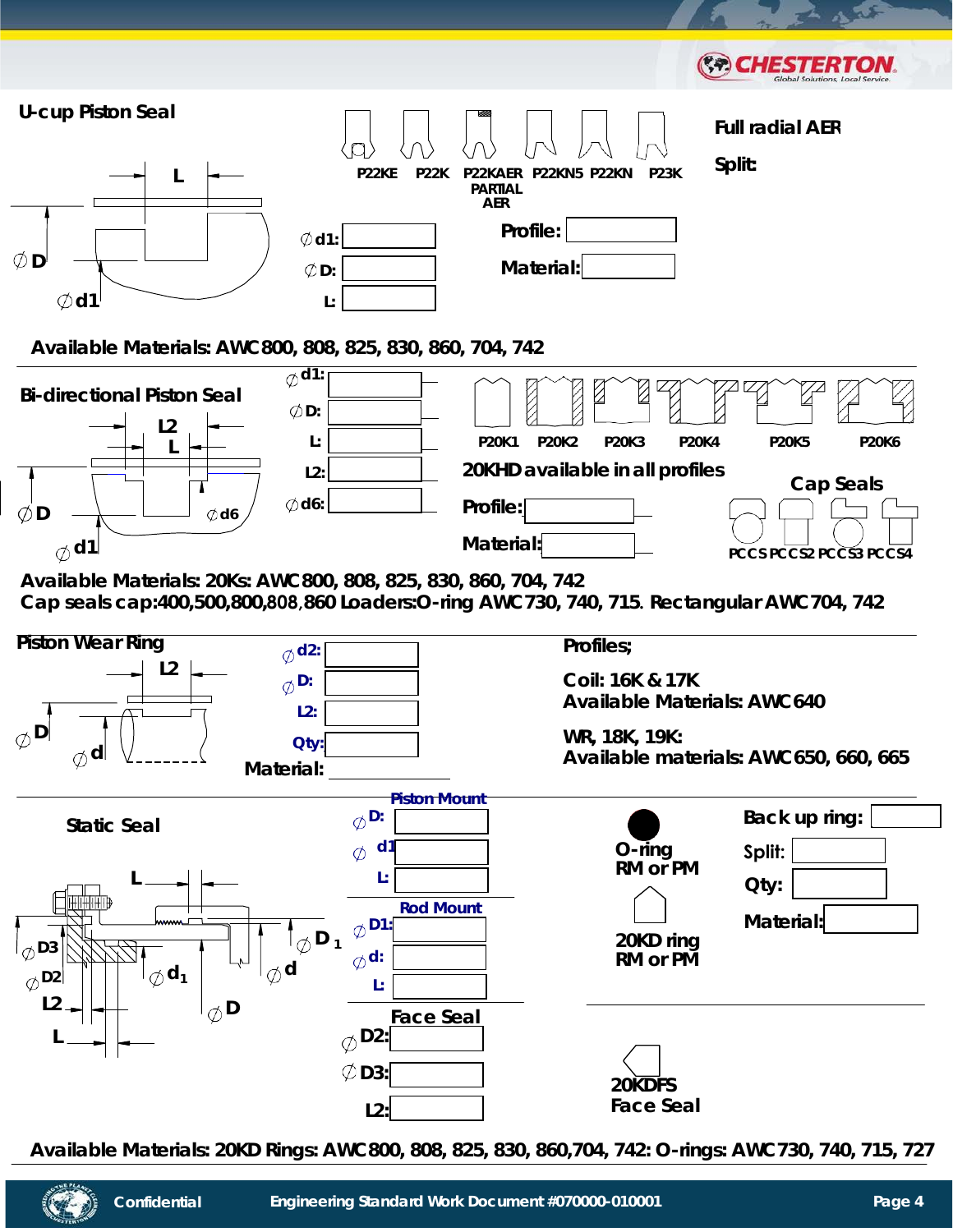## U-cup Piston Seal

Profiles: P22KE, P22K, P22KAER PARTIAL AER, P22KN5, P22KN, P23K

**Full radial AER**

**Split:**

- Ø d1:
- Ø D:
- L:

**Profile:**

**Material:**

**Available Materials: AWC800, 808, 825, 830, 860, 704, 742**

## Bi-directional Piston Seal

- Ø d1:
- Ø D:
- L:
- L2:
- Ø d6:

Profiles: P20K1, P20K2, P20K3, P20K4, P20K5, P20K6

**20KHD available in all profiles**

**Profile:**

**Material:**

**Cap Seals**

PCCS, PCCS2, PCCS3, PCCS4

**Available Materials: 20Ks: AWC800, 808, 825, 830, 860, 704, 742**
**Cap seals cap:400,500,800,808,860 Loaders:O-ring AWC730, 740, 715. Rectangular AWC704, 742**

## Piston Wear Ring

- Ø d2:
- Ø D:
- L2:
- Qty:

Material:

**Profiles;**

**Coil: 16K & 17K**
**Available Materials: AWC640**

**WR, 18K, 19K:**
**Available materials: AWC650, 660, 665**

## Static Seal

**Piston Mount**

- Ø D:
- Ø d1
- L:

**Rod Mount**

- Ø D1:
- Ø d:
- L:

**Face Seal**

- Ø D2:
- Ø D3:
- L2:

**O-ring RM or PM**

**20KD ring RM or PM**

**20KDFS Face Seal**

**Back up ring:**

Split:

**Qty:**

**Material:**

**Available Materials: 20KD Rings: AWC800, 808, 825, 830, 860,704, 742: O-rings: AWC730, 740, 715, 727**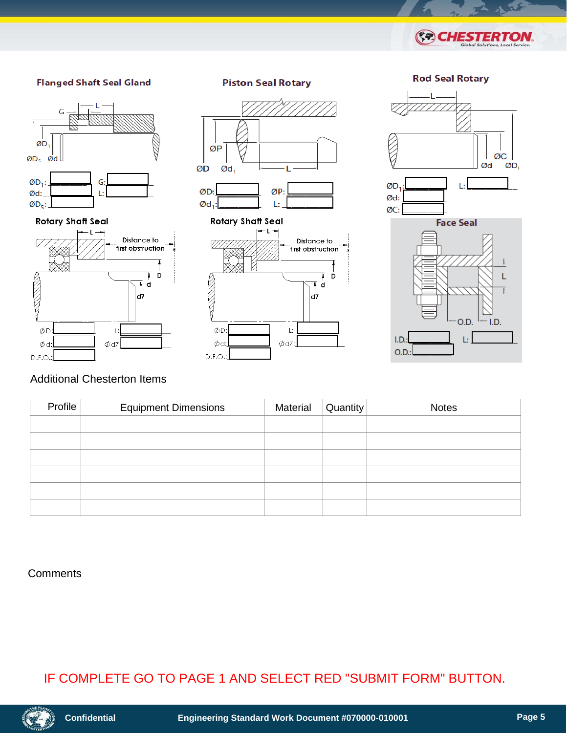### Flanged Shaft Seal Gland

ØD1: ____ G: ____

Ød: ____ L: ____

ØD5: ____

### Piston Seal Rotary

ØD: ____ ØP: ____

Ød1: ____ L: ____

### Rod Seal Rotary

ØD1: ____ L: ____

Ød: ____

ØC: ____

### Rotary Shaft Seal

ØD: ____ L: ____

Ød: ____ Ød7: ____

D.F.O.: ____

### Rotary Shaft Seal

ØD: ____ L: ____

Ød: ____ Ød7: ____

D.F.O.: ____

### Face Seal

I.D.: ____ L: ____

O.D.: ____

Additional Chesterton Items

| Profile | Equipment Dimensions | Material | Quantity | Notes |
|---|---|---|---|---|
| | | | | |
| | | | | |
| | | | | |
| | | | | |
| | | | | |
| | | | | |

Comments

IF COMPLETE GO TO PAGE 1 AND SELECT RED "SUBMIT FORM" BUTTON.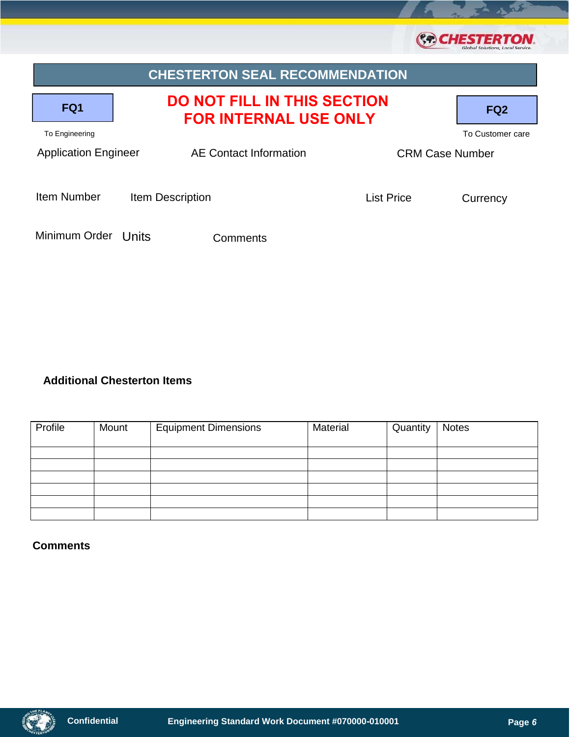# CHESTERTON SEAL RECOMMENDATION

**FQ1**

To Engineering

**DO NOT FILL IN THIS SECTION**
**FOR INTERNAL USE ONLY**

**FQ2**

To Customer care

Application Engineer

AE Contact Information

CRM Case Number

Item Number

Item Description

List Price

Currency

Minimum Order

Units

Comments

**Additional Chesterton Items**

| Profile | Mount | Equipment Dimensions | Material | Quantity | Notes |
|---|---|---|---|---|---|
| | | | | | |
| | | | | | |
| | | | | | |
| | | | | | |
| | | | | | |
| | | | | | |

**Comments**